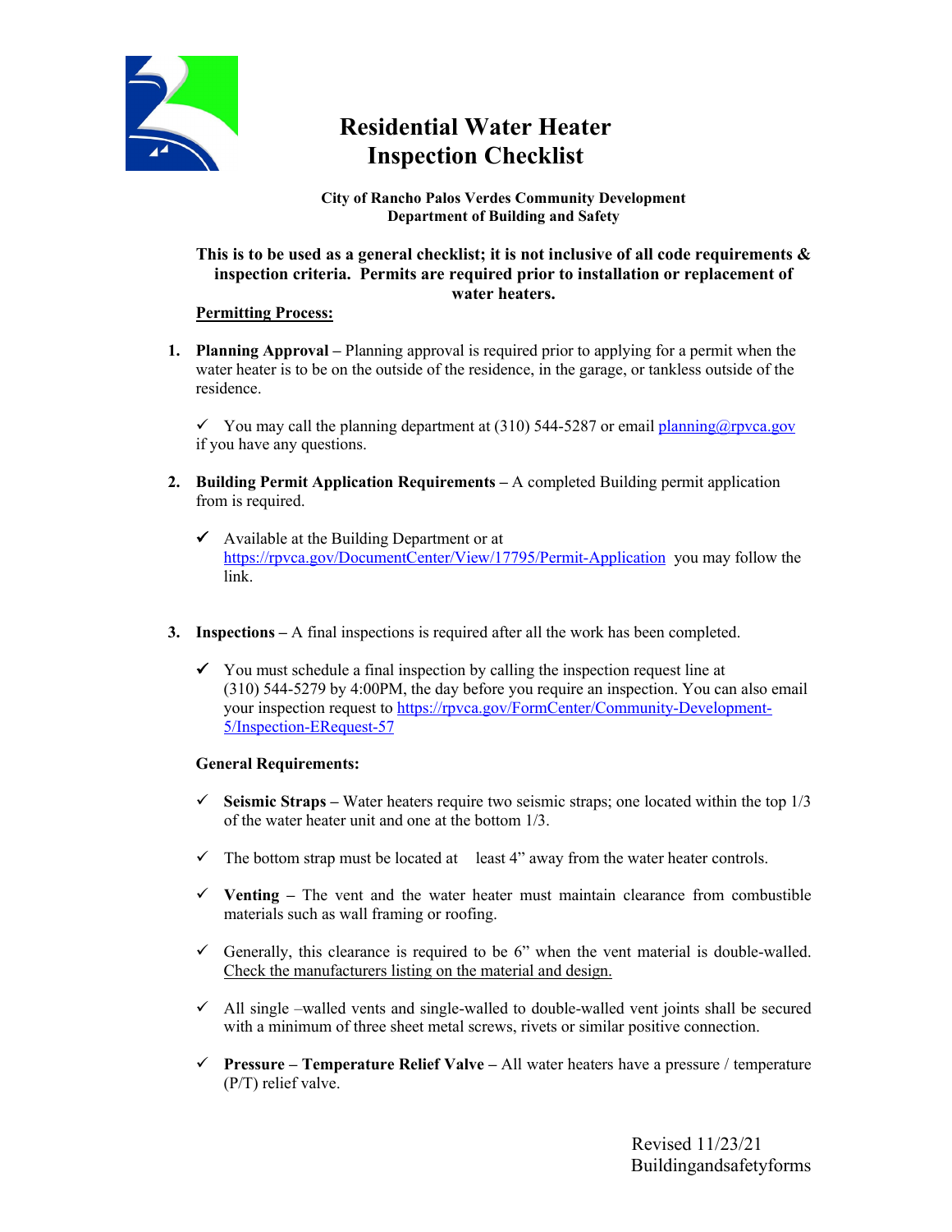# Residential Water Heater Inspection Checklist

**City of Rancho Palos Verdes Community Development**
**Department of Building and Safety**

**This is to be used as a general checklist; it is not inclusive of all code requirements & inspection criteria. Permits are required prior to installation or replacement of water heaters.**

**Permitting Process:**

1. **Planning Approval –** Planning approval is required prior to applying for a permit when the water heater is to be on the outside of the residence, in the garage, or tankless outside of the residence.

   ✓ You may call the planning department at (310) 544-5287 or email [planning@rpvca.gov](mailto:planning@rpvca.gov) if you have any questions.

2. **Building Permit Application Requirements –** A completed Building permit application from is required.

   ✓ Available at the Building Department or at [https://rpvca.gov/DocumentCenter/View/17795/Permit-Application](https://rpvca.gov/DocumentCenter/View/17795/Permit-Application) you may follow the link.

3. **Inspections –** A final inspections is required after all the work has been completed.

   ✓ You must schedule a final inspection by calling the inspection request line at (310) 544-5279 by 4:00PM, the day before you require an inspection. You can also email your inspection request to [https://rpvca.gov/FormCenter/Community-Development-5/Inspection-ERequest-57](https://rpvca.gov/FormCenter/Community-Development-5/Inspection-ERequest-57)

**General Requirements:**

- ✓ **Seismic Straps –** Water heaters require two seismic straps; one located within the top 1/3 of the water heater unit and one at the bottom 1/3.
- ✓ The bottom strap must be located at least 4" away from the water heater controls.
- ✓ **Venting –** The vent and the water heater must maintain clearance from combustible materials such as wall framing or roofing.
- ✓ Generally, this clearance is required to be 6" when the vent material is double-walled. <u>Check the manufacturers listing on the material and design.</u>
- ✓ All single –walled vents and single-walled to double-walled vent joints shall be secured with a minimum of three sheet metal screws, rivets or similar positive connection.
- ✓ **Pressure – Temperature Relief Valve –** All water heaters have a pressure / temperature (P/T) relief valve.

Revised 11/23/21
Buildingandsafetyforms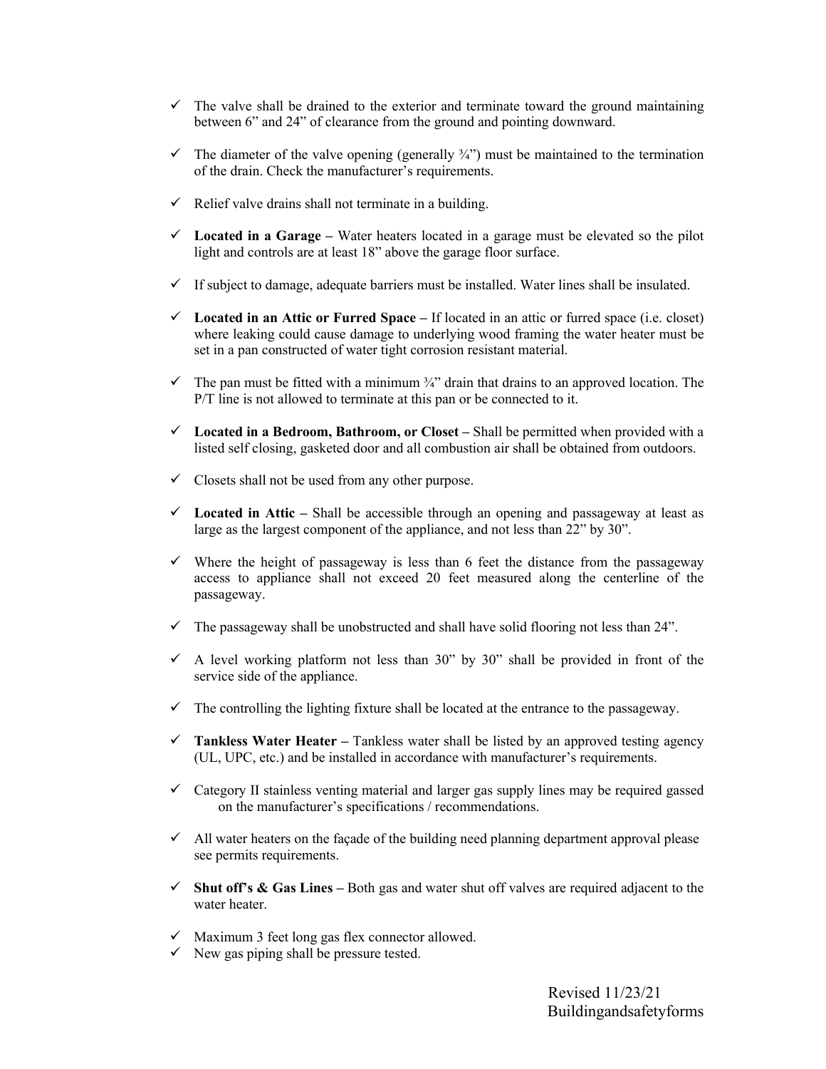- ✓ The valve shall be drained to the exterior and terminate toward the ground maintaining between 6" and 24" of clearance from the ground and pointing downward.

- ✓ The diameter of the valve opening (generally ¾") must be maintained to the termination of the drain. Check the manufacturer's requirements.

- ✓ Relief valve drains shall not terminate in a building.

- ✓ **Located in a Garage –** Water heaters located in a garage must be elevated so the pilot light and controls are at least 18" above the garage floor surface.

- ✓ If subject to damage, adequate barriers must be installed. Water lines shall be insulated.

- ✓ **Located in an Attic or Furred Space –** If located in an attic or furred space (i.e. closet) where leaking could cause damage to underlying wood framing the water heater must be set in a pan constructed of water tight corrosion resistant material.

- ✓ The pan must be fitted with a minimum ¾" drain that drains to an approved location. The P/T line is not allowed to terminate at this pan or be connected to it.

- ✓ **Located in a Bedroom, Bathroom, or Closet –** Shall be permitted when provided with a listed self closing, gasketed door and all combustion air shall be obtained from outdoors.

- ✓ Closets shall not be used from any other purpose.

- ✓ **Located in Attic –** Shall be accessible through an opening and passageway at least as large as the largest component of the appliance, and not less than 22" by 30".

- ✓ Where the height of passageway is less than 6 feet the distance from the passageway access to appliance shall not exceed 20 feet measured along the centerline of the passageway.

- ✓ The passageway shall be unobstructed and shall have solid flooring not less than 24".

- ✓ A level working platform not less than 30" by 30" shall be provided in front of the service side of the appliance.

- ✓ The controlling the lighting fixture shall be located at the entrance to the passageway.

- ✓ **Tankless Water Heater –** Tankless water shall be listed by an approved testing agency (UL, UPC, etc.) and be installed in accordance with manufacturer's requirements.

- ✓ Category II stainless venting material and larger gas supply lines may be required gassed on the manufacturer's specifications / recommendations.

- ✓ All water heaters on the façade of the building need planning department approval please see permits requirements.

- ✓ **Shut off's & Gas Lines –** Both gas and water shut off valves are required adjacent to the water heater.

- ✓ Maximum 3 feet long gas flex connector allowed.
- ✓ New gas piping shall be pressure tested.

Revised 11/23/21
Buildingandsafetyforms